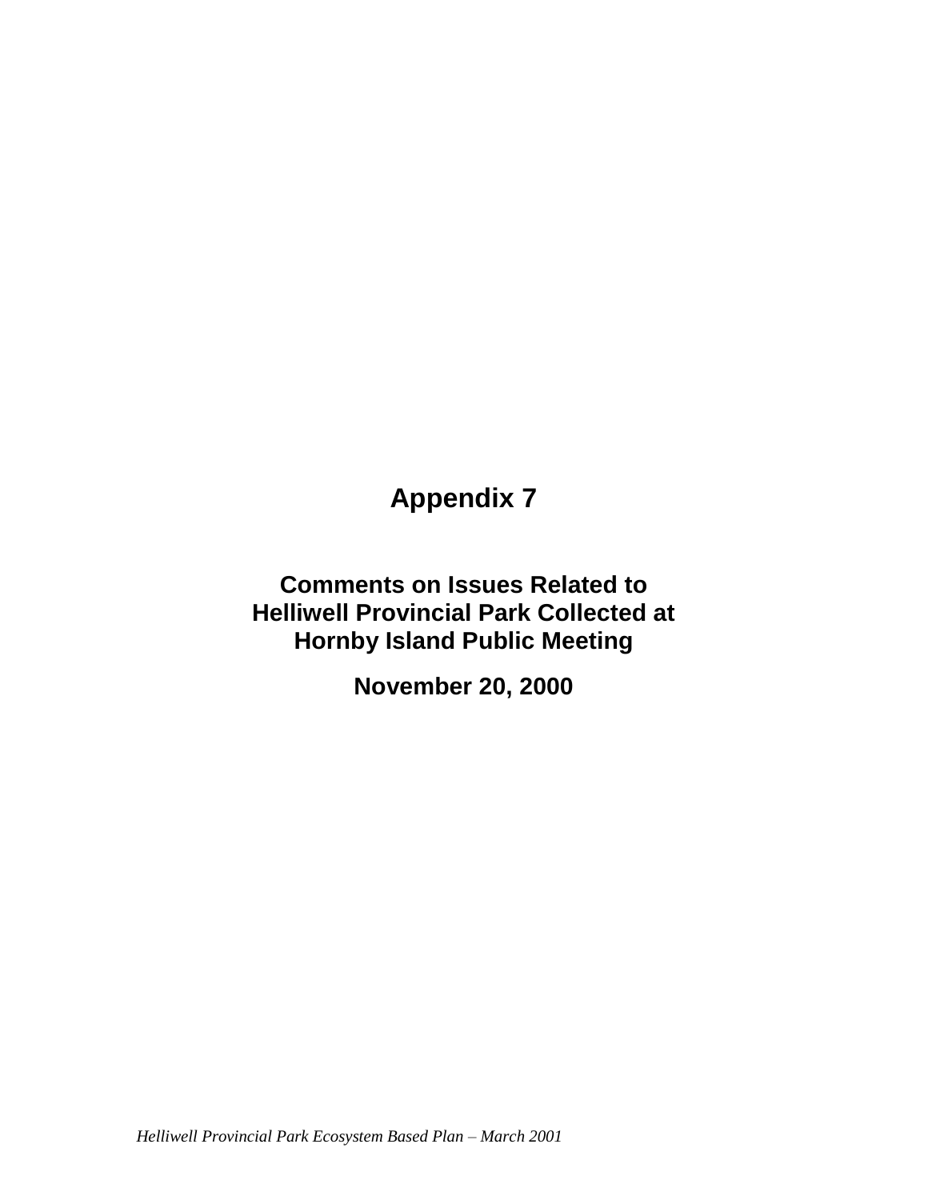# Appendix 7

## Comments on Issues Related to Helliwell Provincial Park Collected at Hornby Island Public Meeting

## November 20, 2000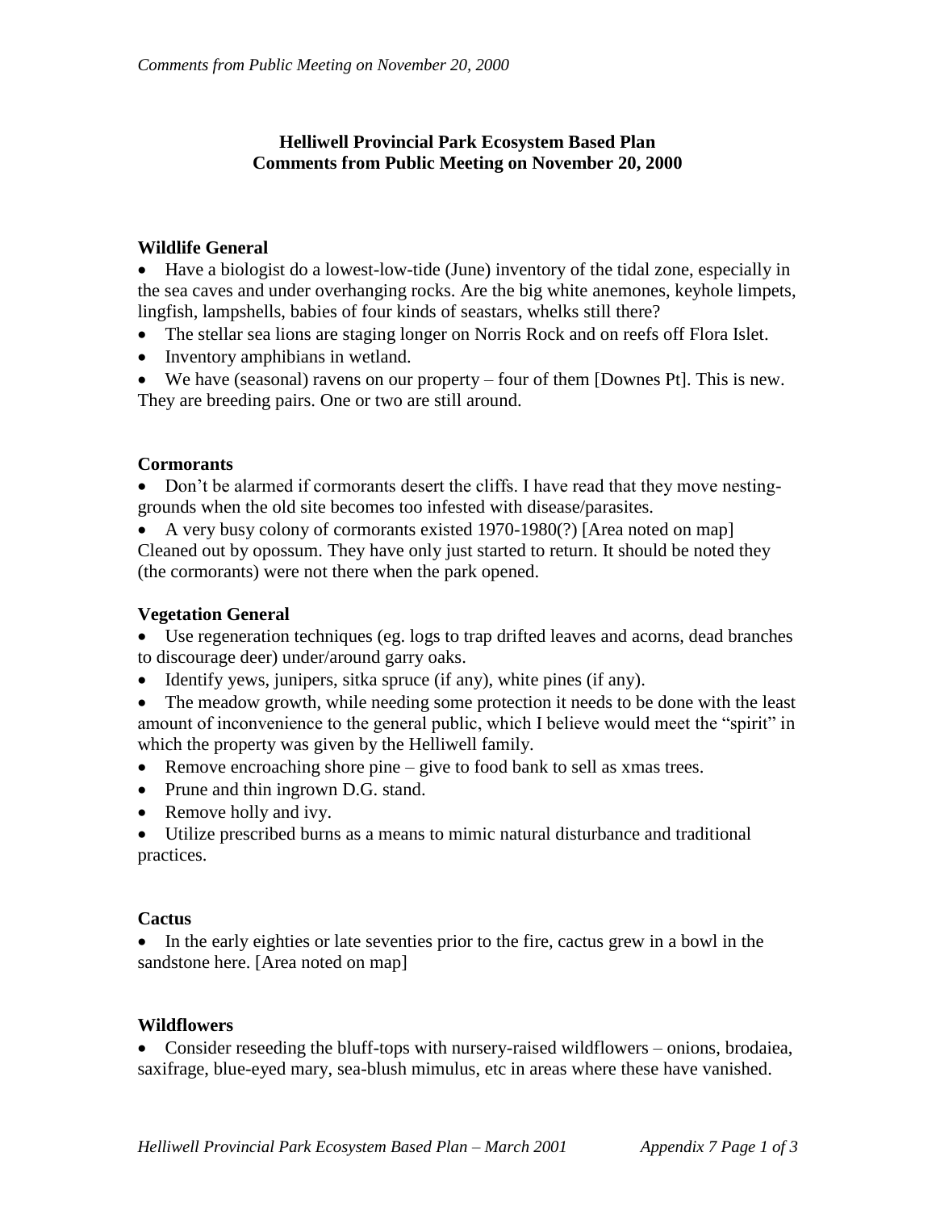# Helliwell Provincial Park Ecosystem Based Plan
# Comments from Public Meeting on November 20, 2000

### Wildlife General

- Have a biologist do a lowest-low-tide (June) inventory of the tidal zone, especially in the sea caves and under overhanging rocks. Are the big white anemones, keyhole limpets, lingfish, lampshells, babies of four kinds of seastars, whelks still there?
- The stellar sea lions are staging longer on Norris Rock and on reefs off Flora Islet.
- Inventory amphibians in wetland.
- We have (seasonal) ravens on our property – four of them [Downes Pt]. This is new. They are breeding pairs. One or two are still around.

### Cormorants

- Don't be alarmed if cormorants desert the cliffs. I have read that they move nesting-grounds when the old site becomes too infested with disease/parasites.
- A very busy colony of cormorants existed 1970-1980(?) [Area noted on map] Cleaned out by opossum. They have only just started to return. It should be noted they (the cormorants) were not there when the park opened.

### Vegetation General

- Use regeneration techniques (eg. logs to trap drifted leaves and acorns, dead branches to discourage deer) under/around garry oaks.
- Identify yews, junipers, sitka spruce (if any), white pines (if any).
- The meadow growth, while needing some protection it needs to be done with the least amount of inconvenience to the general public, which I believe would meet the "spirit" in which the property was given by the Helliwell family.
- Remove encroaching shore pine – give to food bank to sell as xmas trees.
- Prune and thin ingrown D.G. stand.
- Remove holly and ivy.
- Utilize prescribed burns as a means to mimic natural disturbance and traditional practices.

### Cactus

- In the early eighties or late seventies prior to the fire, cactus grew in a bowl in the sandstone here. [Area noted on map]

### Wildflowers

- Consider reseeding the bluff-tops with nursery-raised wildflowers – onions, brodaiea, saxifrage, blue-eyed mary, sea-blush mimulus, etc in areas where these have vanished.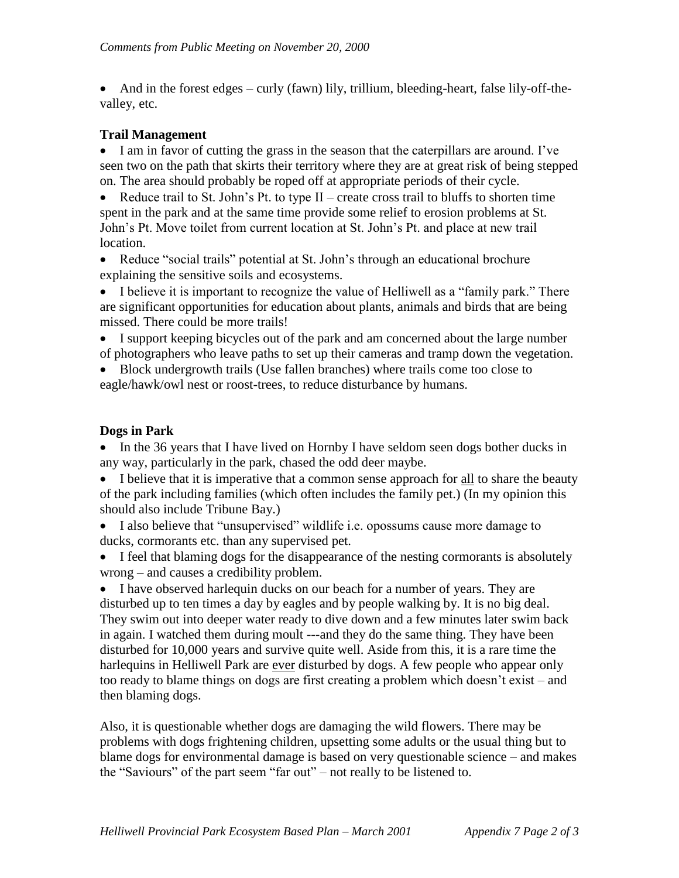- And in the forest edges – curly (fawn) lily, trillium, bleeding-heart, false lily-off-the-valley, etc.

**Trail Management**

- I am in favor of cutting the grass in the season that the caterpillars are around. I've seen two on the path that skirts their territory where they are at great risk of being stepped on. The area should probably be roped off at appropriate periods of their cycle.
- Reduce trail to St. John's Pt. to type II – create cross trail to bluffs to shorten time spent in the park and at the same time provide some relief to erosion problems at St. John's Pt. Move toilet from current location at St. John's Pt. and place at new trail location.
- Reduce "social trails" potential at St. John's through an educational brochure explaining the sensitive soils and ecosystems.
- I believe it is important to recognize the value of Helliwell as a "family park." There are significant opportunities for education about plants, animals and birds that are being missed. There could be more trails!
- I support keeping bicycles out of the park and am concerned about the large number of photographers who leave paths to set up their cameras and tramp down the vegetation.
- Block undergrowth trails (Use fallen branches) where trails come too close to eagle/hawk/owl nest or roost-trees, to reduce disturbance by humans.

**Dogs in Park**

- In the 36 years that I have lived on Hornby I have seldom seen dogs bother ducks in any way, particularly in the park, chased the odd deer maybe.
- I believe that it is imperative that a common sense approach for <u>all</u> to share the beauty of the park including families (which often includes the family pet.) (In my opinion this should also include Tribune Bay.)
- I also believe that "unsupervised" wildlife i.e. opossums cause more damage to ducks, cormorants etc. than any supervised pet.
- I feel that blaming dogs for the disappearance of the nesting cormorants is absolutely wrong – and causes a credibility problem.
- I have observed harlequin ducks on our beach for a number of years. They are disturbed up to ten times a day by eagles and by people walking by. It is no big deal. They swim out into deeper water ready to dive down and a few minutes later swim back in again. I watched them during moult ---and they do the same thing. They have been disturbed for 10,000 years and survive quite well. Aside from this, it is a rare time the harlequins in Helliwell Park are <u>ever</u> disturbed by dogs. A few people who appear only too ready to blame things on dogs are first creating a problem which doesn't exist – and then blaming dogs.

Also, it is questionable whether dogs are damaging the wild flowers. There may be problems with dogs frightening children, upsetting some adults or the usual thing but to blame dogs for environmental damage is based on very questionable science – and makes the "Saviours" of the part seem "far out" – not really to be listened to.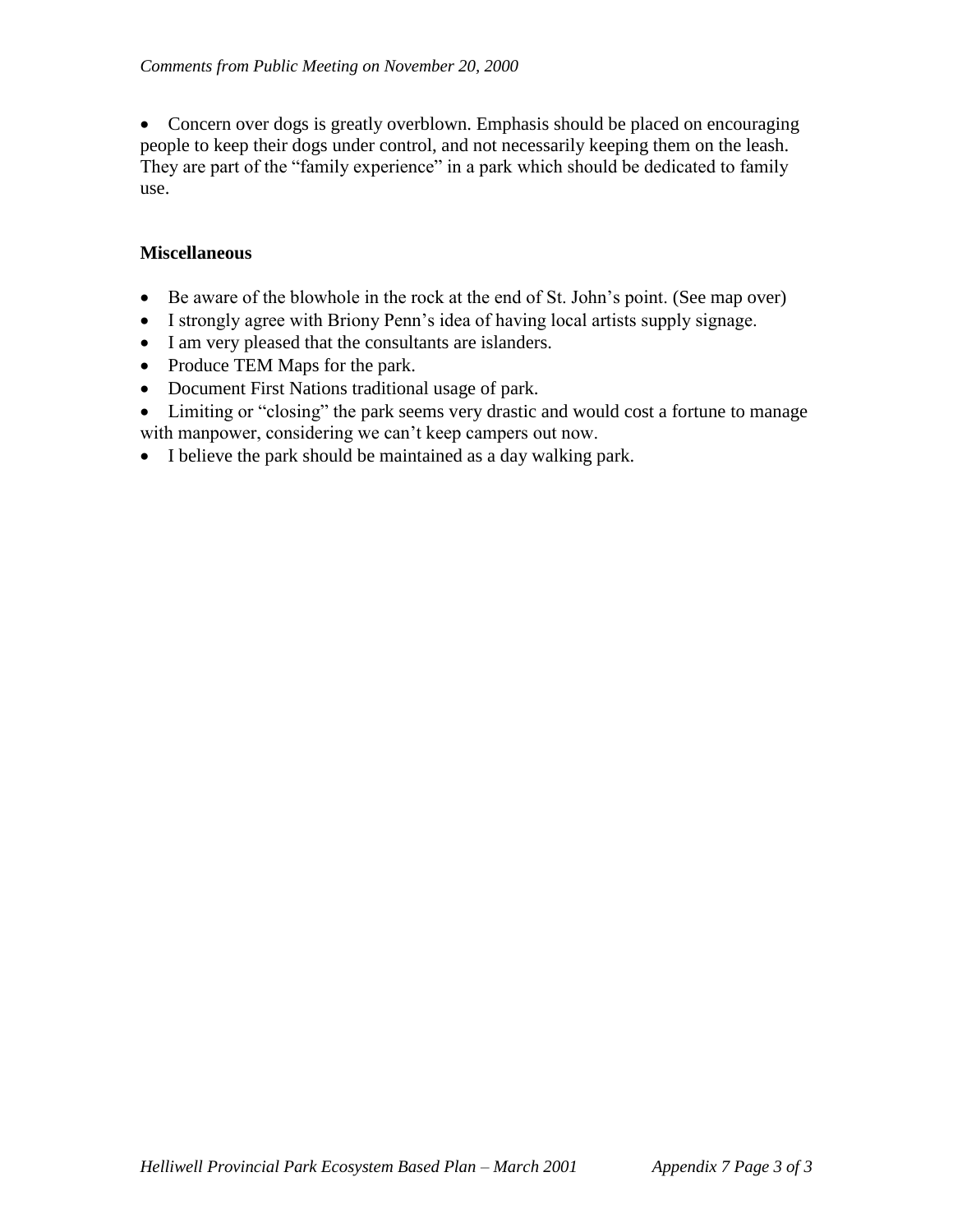- Concern over dogs is greatly overblown. Emphasis should be placed on encouraging people to keep their dogs under control, and not necessarily keeping them on the leash. They are part of the "family experience" in a park which should be dedicated to family use.

### Miscellaneous

- Be aware of the blowhole in the rock at the end of St. John's point. (See map over)
- I strongly agree with Briony Penn's idea of having local artists supply signage.
- I am very pleased that the consultants are islanders.
- Produce TEM Maps for the park.
- Document First Nations traditional usage of park.
- Limiting or "closing" the park seems very drastic and would cost a fortune to manage with manpower, considering we can't keep campers out now.
- I believe the park should be maintained as a day walking park.